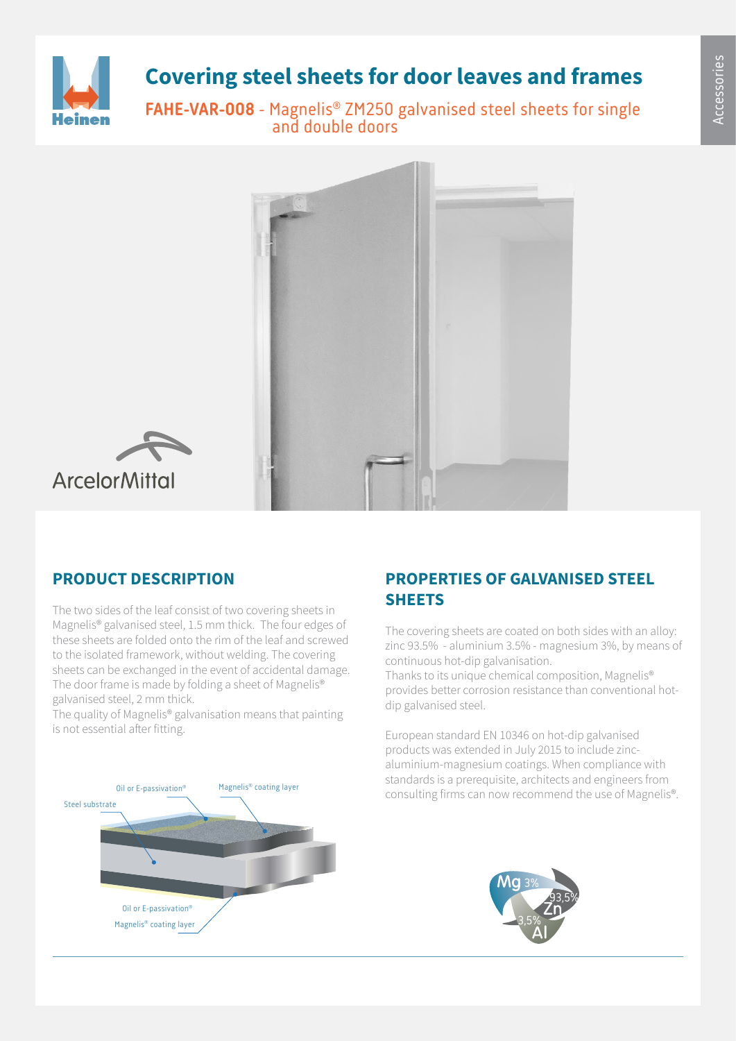# Covering steel sheets for door leaves and frames

**FAHE-VAR-008** - Magnelis® ZM250 galvanised steel sheets for single and double doors

## PRODUCT DESCRIPTION

The two sides of the leaf consist of two covering sheets in Magnelis® galvanised steel, 1.5 mm thick. The four edges of these sheets are folded onto the rim of the leaf and screwed to the isolated framework, without welding. The covering sheets can be exchanged in the event of accidental damage. The door frame is made by folding a sheet of Magnelis® galvanised steel, 2 mm thick.

The quality of Magnelis® galvanisation means that painting is not essential after fitting.

Oil or E-passivation®
Magnelis® coating layer
Steel substrate
Oil or E-passivation®
Magnelis® coating layer

## PROPERTIES OF GALVANISED STEEL SHEETS

The covering sheets are coated on both sides with an alloy: zinc 93.5% - aluminium 3.5% - magnesium 3%, by means of continuous hot-dip galvanisation.

Thanks to its unique chemical composition, Magnelis® provides better corrosion resistance than conventional hot-dip galvanised steel.

European standard EN 10346 on hot-dip galvanised products was extended in July 2015 to include zinc-aluminium-magnesium coatings. When compliance with standards is a prerequisite, architects and engineers from consulting firms can now recommend the use of Magnelis®.

Mg 3%
Zn 93,5%
Al 3,5%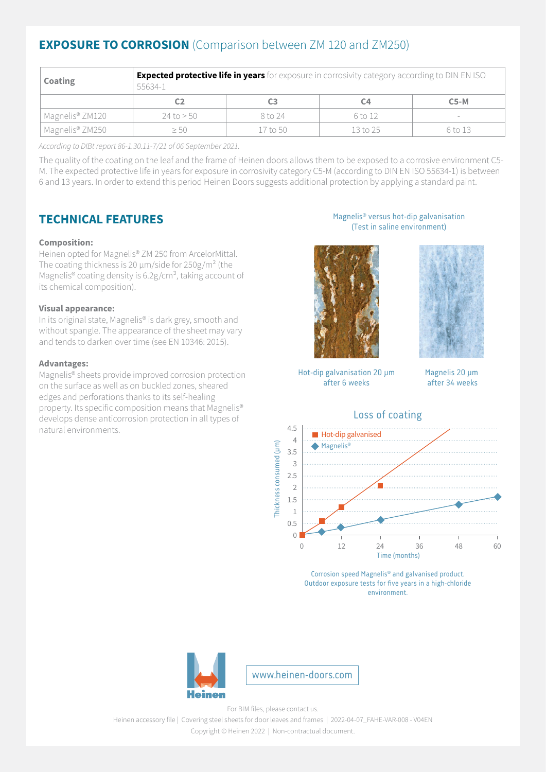## EXPOSURE TO CORROSION (Comparison between ZM 120 and ZM250)

| Coating | **Expected protective life in years** for exposure in corrosivity category according to DIN EN ISO 55634-1 | | | |
|---|---|---|---|---|
| | **C2** | **C3** | **C4** | **C5-M** |
| Magnelis® ZM120 | 24 to > 50 | 8 to 24 | 6 to 12 | - |
| Magnelis® ZM250 | ≥ 50 | 17 to 50 | 13 to 25 | 6 to 13 |

*According to DIBt report 86-1.30.11-7/21 of 06 September 2021.*

The quality of the coating on the leaf and the frame of Heinen doors allows them to be exposed to a corrosive environment C5-M. The expected protective life in years for exposure in corrosivity category C5-M (according to DIN EN ISO 55634-1) is between 6 and 13 years. In order to extend this period Heinen Doors suggests additional protection by applying a standard paint.

## TECHNICAL FEATURES

**Composition:**
Heinen opted for Magnelis® ZM 250 from ArcelorMittal. The coating thickness is 20 µm/side for 250g/m² (the Magnelis® coating density is 6.2g/cm³, taking account of its chemical composition).

**Visual appearance:**
In its original state, Magnelis® is dark grey, smooth and without spangle. The appearance of the sheet may vary and tends to darken over time (see EN 10346: 2015).

**Advantages:**
Magnelis® sheets provide improved corrosion protection on the surface as well as on buckled zones, sheared edges and perforations thanks to its self-healing property. Its specific composition means that Magnelis® develops dense anticorrosion protection in all types of natural environments.

Magnelis® versus hot-dip galvanisation
(Test in saline environment)

Hot-dip galvanisation 20 µm after 6 weeks

Magnelis 20 µm after 34 weeks

Loss of coating

Hot-dip galvanised
Magnelis®

Thickness consumed (µm)
0, 0.5, 1, 1.5, 2, 2.5, 3, 3.5, 4, 4.5

Time (months)
0, 12, 24, 36, 48, 60

Corrosion speed Magnelis® and galvanised product. Outdoor exposure tests for five years in a high-chloride environment.

www.heinen-doors.com

For BIM files, please contact us.

Heinen accessory file | Covering steel sheets for door leaves and frames | 2022-04-07_FAHE-VAR-008 - V04EN

Copyright © Heinen 2022 | Non-contractual document.